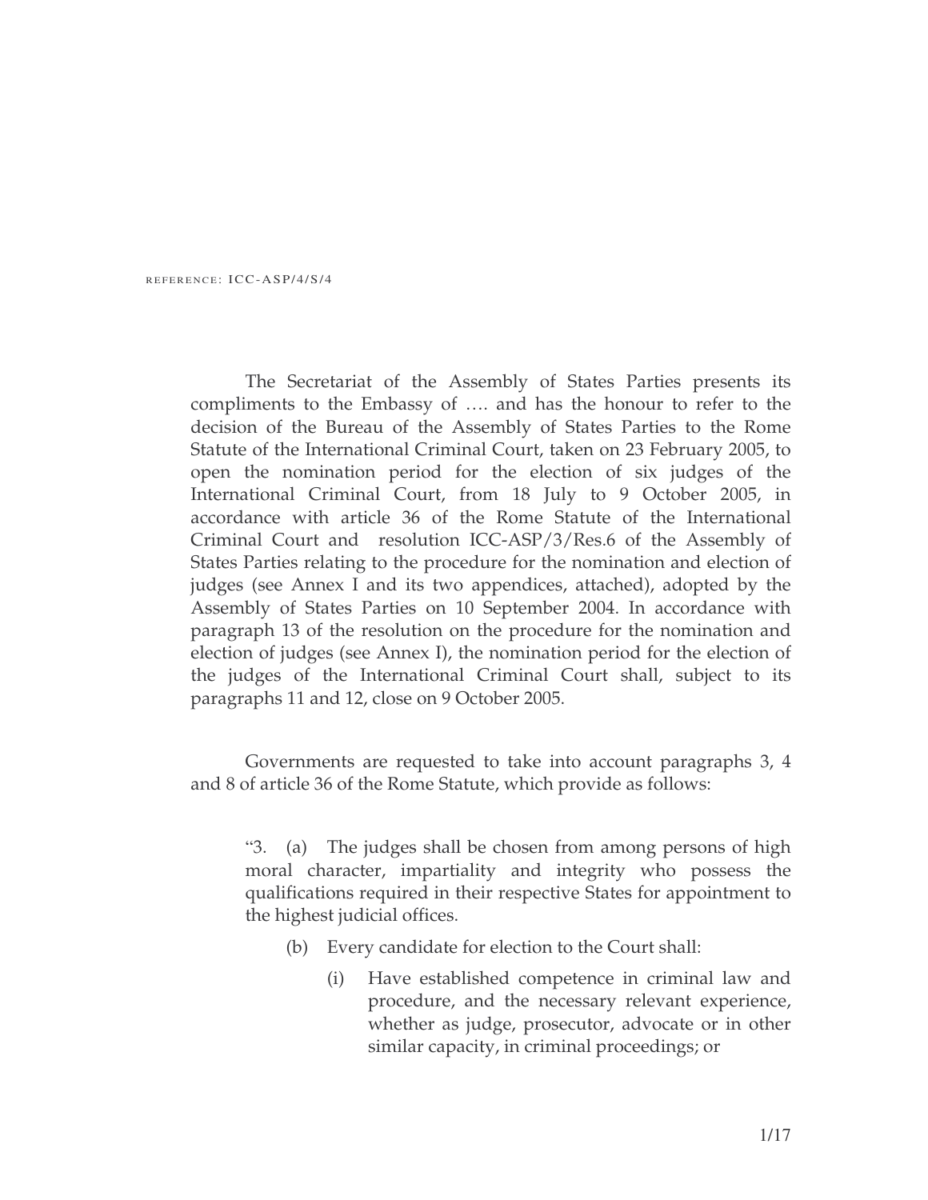REFERENCE: ICC-ASP/4/S/4

The Secretariat of the Assembly of States Parties presents its compliments to the Embassy of …. and has the honour to refer to the decision of the Bureau of the Assembly of States Parties to the Rome Statute of the International Criminal Court, taken on 23 February 2005, to open the nomination period for the election of six judges of the International Criminal Court, from 18 July to 9 October 2005, in accordance with article 36 of the Rome Statute of the International Criminal Court and resolution ICC-ASP/3/Res.6 of the Assembly of States Parties relating to the procedure for the nomination and election of judges (see Annex I and its two appendices, attached), adopted by the Assembly of States Parties on 10 September 2004. In accordance with paragraph 13 of the resolution on the procedure for the nomination and election of judges (see Annex I), the nomination period for the election of the judges of the International Criminal Court shall, subject to its paragraphs 11 and 12, close on 9 October 2005.

Governments are requested to take into account paragraphs 3, 4 and 8 of article 36 of the Rome Statute, which provide as follows:

> "3. (a) The judges shall be chosen from among persons of high moral character, impartiality and integrity who possess the qualifications required in their respective States for appointment to the highest judicial offices.
>
> (b) Every candidate for election to the Court shall:
>
> (i) Have established competence in criminal law and procedure, and the necessary relevant experience, whether as judge, prosecutor, advocate or in other similar capacity, in criminal proceedings; or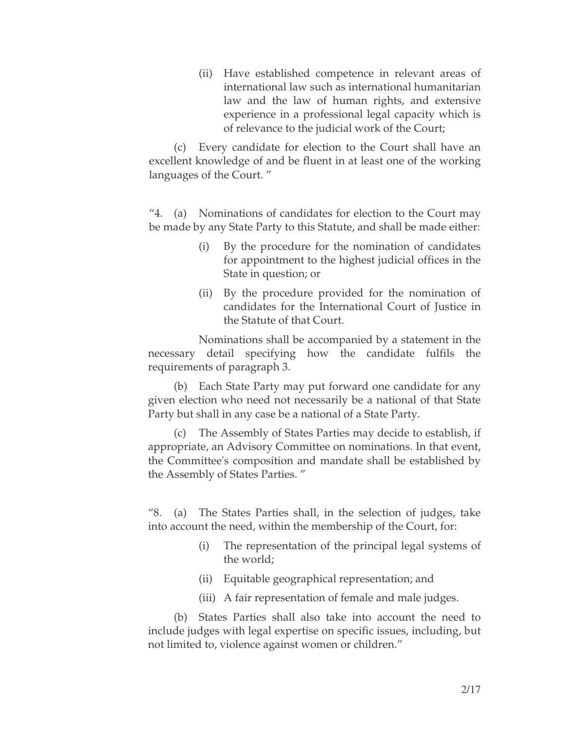(ii) Have established competence in relevant areas of international law such as international humanitarian law and the law of human rights, and extensive experience in a professional legal capacity which is of relevance to the judicial work of the Court;

(c) Every candidate for election to the Court shall have an excellent knowledge of and be fluent in at least one of the working languages of the Court. "

"4. (a) Nominations of candidates for election to the Court may be made by any State Party to this Statute, and shall be made either:

(i) By the procedure for the nomination of candidates for appointment to the highest judicial offices in the State in question; or

(ii) By the procedure provided for the nomination of candidates for the International Court of Justice in the Statute of that Court.

Nominations shall be accompanied by a statement in the necessary detail specifying how the candidate fulfils the requirements of paragraph 3.

(b) Each State Party may put forward one candidate for any given election who need not necessarily be a national of that State Party but shall in any case be a national of a State Party.

(c) The Assembly of States Parties may decide to establish, if appropriate, an Advisory Committee on nominations. In that event, the Committee's composition and mandate shall be established by the Assembly of States Parties. "

"8. (a) The States Parties shall, in the selection of judges, take into account the need, within the membership of the Court, for:

(i) The representation of the principal legal systems of the world;

(ii) Equitable geographical representation; and

(iii) A fair representation of female and male judges.

(b) States Parties shall also take into account the need to include judges with legal expertise on specific issues, including, but not limited to, violence against women or children."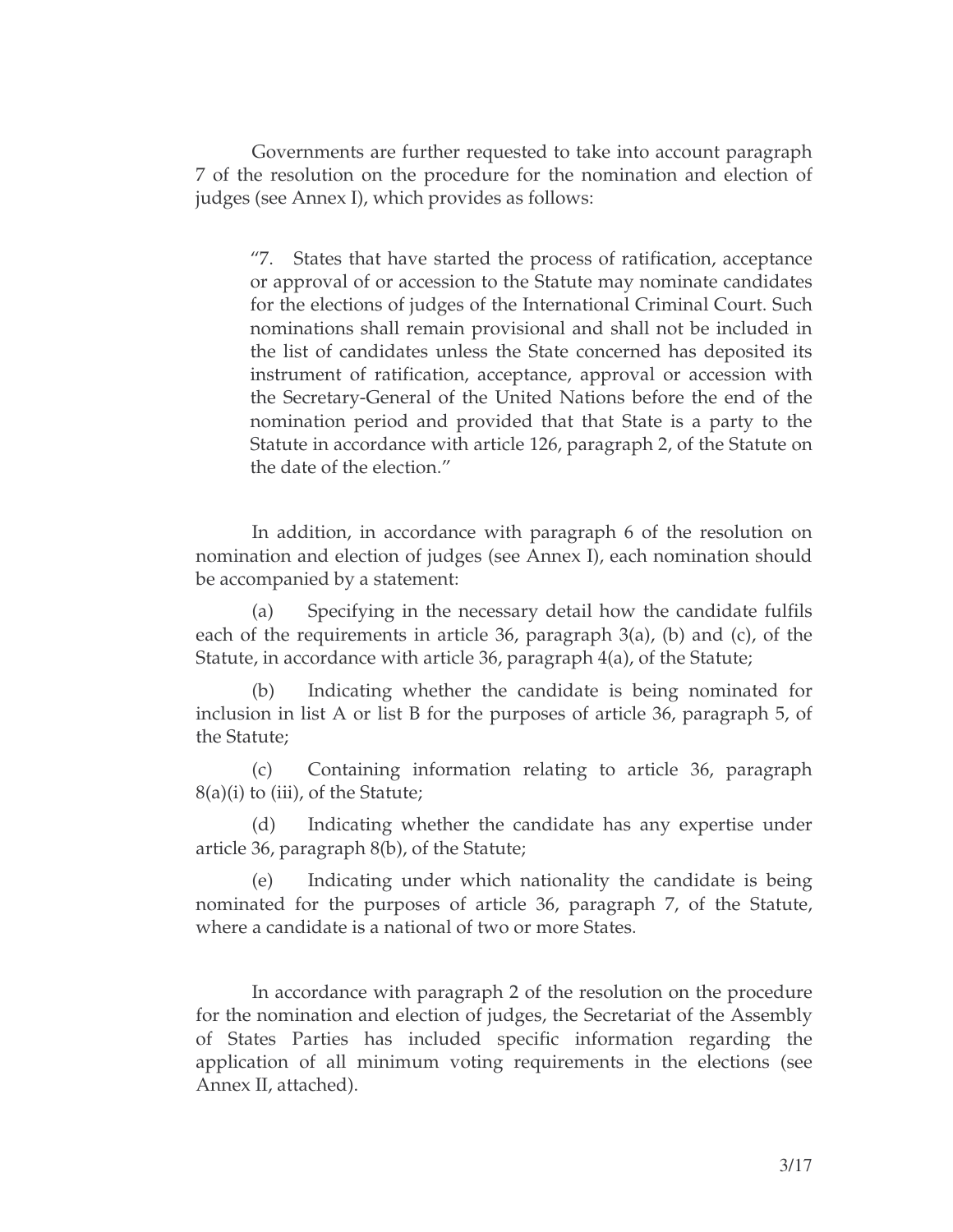Governments are further requested to take into account paragraph 7 of the resolution on the procedure for the nomination and election of judges (see Annex I), which provides as follows:

> "7. States that have started the process of ratification, acceptance or approval of or accession to the Statute may nominate candidates for the elections of judges of the International Criminal Court. Such nominations shall remain provisional and shall not be included in the list of candidates unless the State concerned has deposited its instrument of ratification, acceptance, approval or accession with the Secretary-General of the United Nations before the end of the nomination period and provided that that State is a party to the Statute in accordance with article 126, paragraph 2, of the Statute on the date of the election."

In addition, in accordance with paragraph 6 of the resolution on nomination and election of judges (see Annex I), each nomination should be accompanied by a statement:

(a) Specifying in the necessary detail how the candidate fulfils each of the requirements in article 36, paragraph 3(a), (b) and (c), of the Statute, in accordance with article 36, paragraph 4(a), of the Statute;

(b) Indicating whether the candidate is being nominated for inclusion in list A or list B for the purposes of article 36, paragraph 5, of the Statute;

(c) Containing information relating to article 36, paragraph 8(a)(i) to (iii), of the Statute;

(d) Indicating whether the candidate has any expertise under article 36, paragraph 8(b), of the Statute;

(e) Indicating under which nationality the candidate is being nominated for the purposes of article 36, paragraph 7, of the Statute, where a candidate is a national of two or more States.

In accordance with paragraph 2 of the resolution on the procedure for the nomination and election of judges, the Secretariat of the Assembly of States Parties has included specific information regarding the application of all minimum voting requirements in the elections (see Annex II, attached).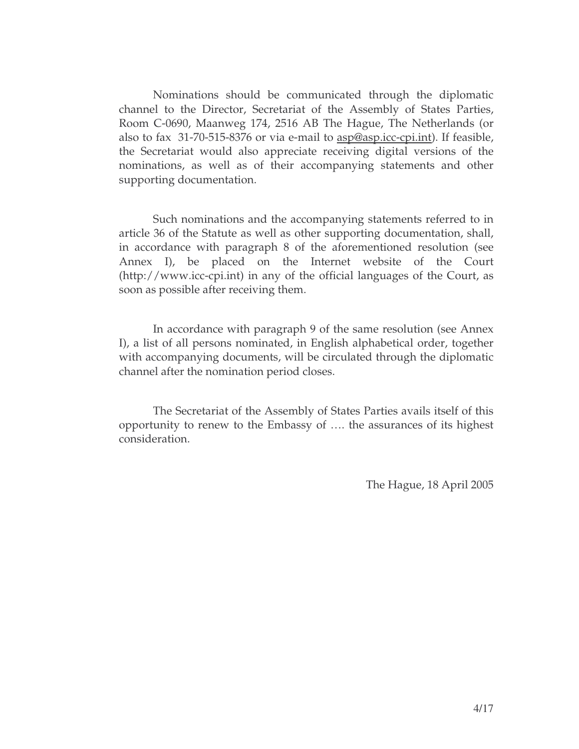Nominations should be communicated through the diplomatic channel to the Director, Secretariat of the Assembly of States Parties, Room C-0690, Maanweg 174, 2516 AB The Hague, The Netherlands (or also to fax 31-70-515-8376 or via e-mail to asp@asp.icc-cpi.int). If feasible, the Secretariat would also appreciate receiving digital versions of the nominations, as well as of their accompanying statements and other supporting documentation.

Such nominations and the accompanying statements referred to in article 36 of the Statute as well as other supporting documentation, shall, in accordance with paragraph 8 of the aforementioned resolution (see Annex I), be placed on the Internet website of the Court (http://www.icc-cpi.int) in any of the official languages of the Court, as soon as possible after receiving them.

In accordance with paragraph 9 of the same resolution (see Annex I), a list of all persons nominated, in English alphabetical order, together with accompanying documents, will be circulated through the diplomatic channel after the nomination period closes.

The Secretariat of the Assembly of States Parties avails itself of this opportunity to renew to the Embassy of …. the assurances of its highest consideration.

The Hague, 18 April 2005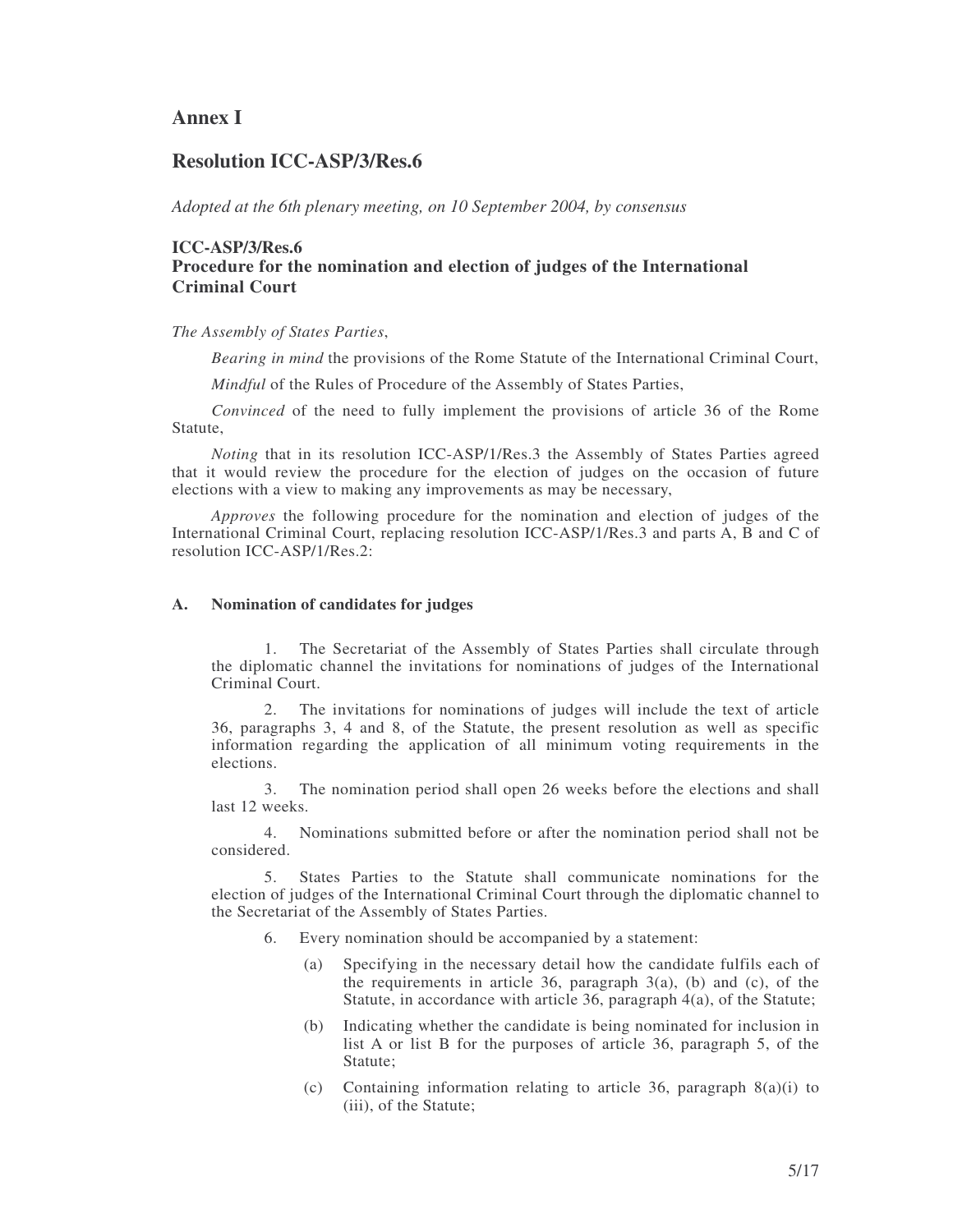# Annex I

## Resolution ICC-ASP/3/Res.6

*Adopted at the 6th plenary meeting, on 10 September 2004, by consensus*

### ICC-ASP/3/Res.6
### Procedure for the nomination and election of judges of the International Criminal Court

*The Assembly of States Parties*,

*Bearing in mind* the provisions of the Rome Statute of the International Criminal Court,

*Mindful* of the Rules of Procedure of the Assembly of States Parties,

*Convinced* of the need to fully implement the provisions of article 36 of the Rome Statute,

*Noting* that in its resolution ICC-ASP/1/Res.3 the Assembly of States Parties agreed that it would review the procedure for the election of judges on the occasion of future elections with a view to making any improvements as may be necessary,

*Approves* the following procedure for the nomination and election of judges of the International Criminal Court, replacing resolution ICC-ASP/1/Res.3 and parts A, B and C of resolution ICC-ASP/1/Res.2:

#### A. Nomination of candidates for judges

1. The Secretariat of the Assembly of States Parties shall circulate through the diplomatic channel the invitations for nominations of judges of the International Criminal Court.

2. The invitations for nominations of judges will include the text of article 36, paragraphs 3, 4 and 8, of the Statute, the present resolution as well as specific information regarding the application of all minimum voting requirements in the elections.

3. The nomination period shall open 26 weeks before the elections and shall last 12 weeks.

4. Nominations submitted before or after the nomination period shall not be considered.

5. States Parties to the Statute shall communicate nominations for the election of judges of the International Criminal Court through the diplomatic channel to the Secretariat of the Assembly of States Parties.

6. Every nomination should be accompanied by a statement:

   (a) Specifying in the necessary detail how the candidate fulfils each of the requirements in article 36, paragraph 3(a), (b) and (c), of the Statute, in accordance with article 36, paragraph 4(a), of the Statute;

   (b) Indicating whether the candidate is being nominated for inclusion in list A or list B for the purposes of article 36, paragraph 5, of the Statute;

   (c) Containing information relating to article 36, paragraph 8(a)(i) to (iii), of the Statute;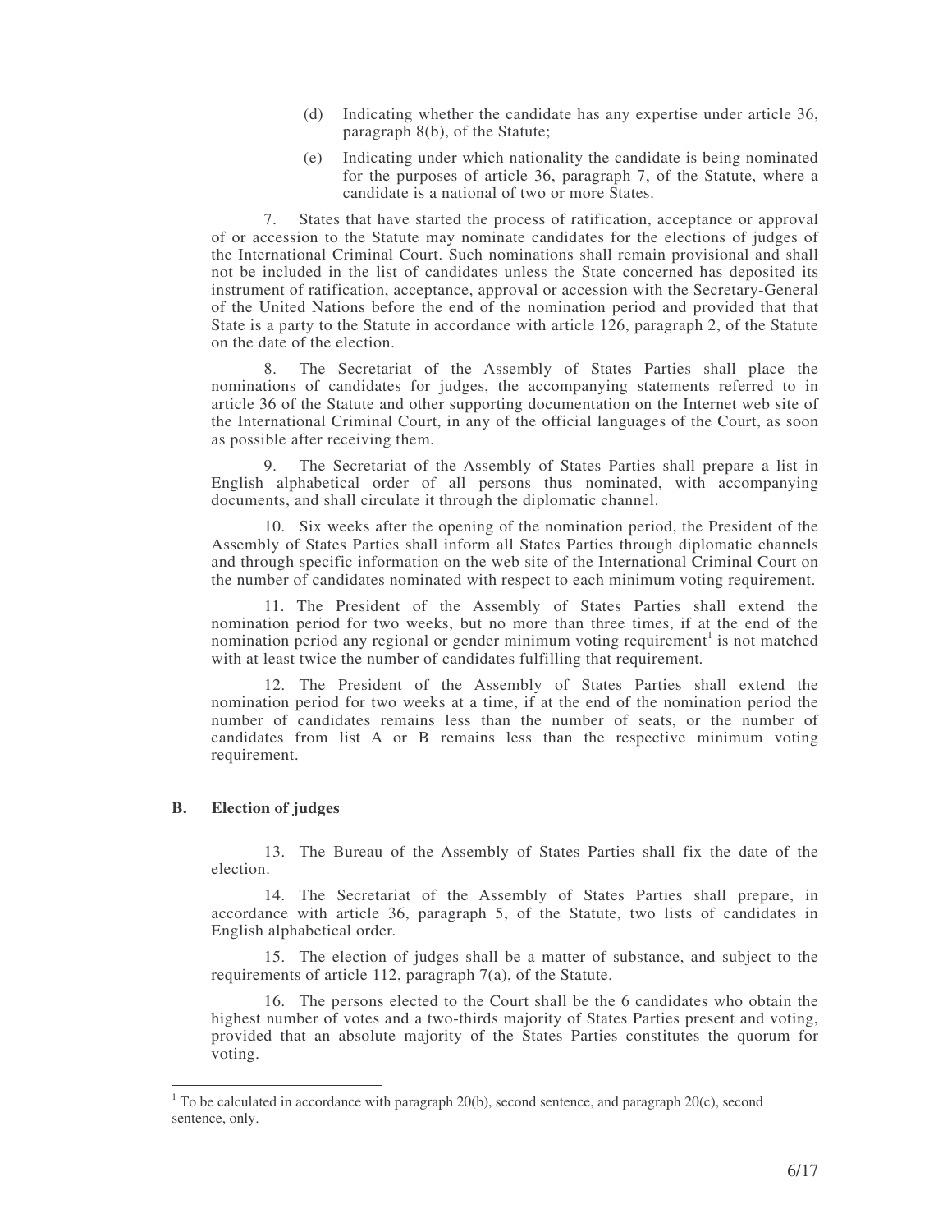(d) Indicating whether the candidate has any expertise under article 36, paragraph 8(b), of the Statute;

(e) Indicating under which nationality the candidate is being nominated for the purposes of article 36, paragraph 7, of the Statute, where a candidate is a national of two or more States.

7. States that have started the process of ratification, acceptance or approval of or accession to the Statute may nominate candidates for the elections of judges of the International Criminal Court. Such nominations shall remain provisional and shall not be included in the list of candidates unless the State concerned has deposited its instrument of ratification, acceptance, approval or accession with the Secretary-General of the United Nations before the end of the nomination period and provided that that State is a party to the Statute in accordance with article 126, paragraph 2, of the Statute on the date of the election.

8. The Secretariat of the Assembly of States Parties shall place the nominations of candidates for judges, the accompanying statements referred to in article 36 of the Statute and other supporting documentation on the Internet web site of the International Criminal Court, in any of the official languages of the Court, as soon as possible after receiving them.

9. The Secretariat of the Assembly of States Parties shall prepare a list in English alphabetical order of all persons thus nominated, with accompanying documents, and shall circulate it through the diplomatic channel.

10. Six weeks after the opening of the nomination period, the President of the Assembly of States Parties shall inform all States Parties through diplomatic channels and through specific information on the web site of the International Criminal Court on the number of candidates nominated with respect to each minimum voting requirement.

11. The President of the Assembly of States Parties shall extend the nomination period for two weeks, but no more than three times, if at the end of the nomination period any regional or gender minimum voting requirement[1] is not matched with at least twice the number of candidates fulfilling that requirement.

12. The President of the Assembly of States Parties shall extend the nomination period for two weeks at a time, if at the end of the nomination period the number of candidates remains less than the number of seats, or the number of candidates from list A or B remains less than the respective minimum voting requirement.

## B. Election of judges

13. The Bureau of the Assembly of States Parties shall fix the date of the election.

14. The Secretariat of the Assembly of States Parties shall prepare, in accordance with article 36, paragraph 5, of the Statute, two lists of candidates in English alphabetical order.

15. The election of judges shall be a matter of substance, and subject to the requirements of article 112, paragraph 7(a), of the Statute.

16. The persons elected to the Court shall be the 6 candidates who obtain the highest number of votes and a two-thirds majority of States Parties present and voting, provided that an absolute majority of the States Parties constitutes the quorum for voting.

---

[1] To be calculated in accordance with paragraph 20(b), second sentence, and paragraph 20(c), second sentence, only.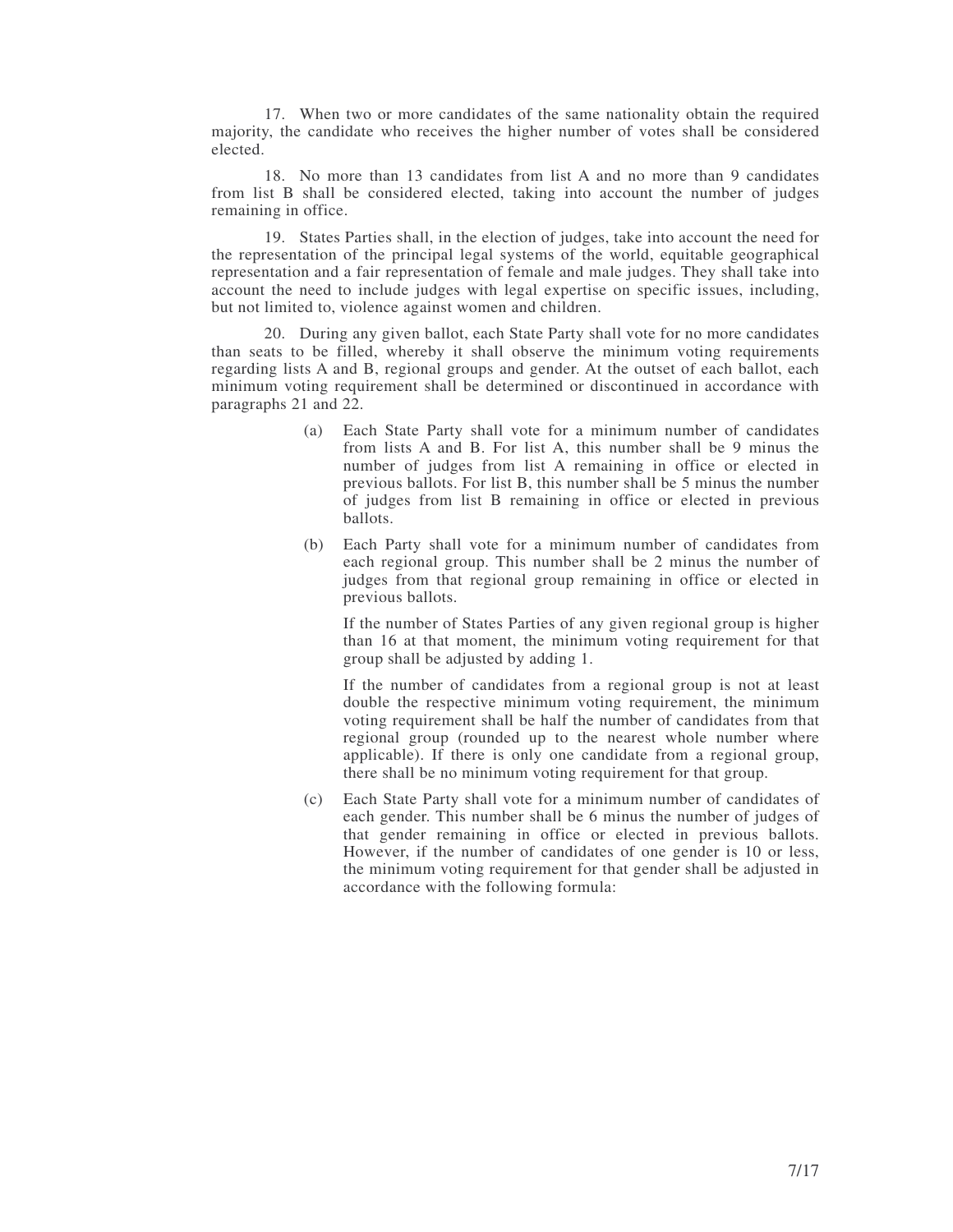17. When two or more candidates of the same nationality obtain the required majority, the candidate who receives the higher number of votes shall be considered elected.

18. No more than 13 candidates from list A and no more than 9 candidates from list B shall be considered elected, taking into account the number of judges remaining in office.

19. States Parties shall, in the election of judges, take into account the need for the representation of the principal legal systems of the world, equitable geographical representation and a fair representation of female and male judges. They shall take into account the need to include judges with legal expertise on specific issues, including, but not limited to, violence against women and children.

20. During any given ballot, each State Party shall vote for no more candidates than seats to be filled, whereby it shall observe the minimum voting requirements regarding lists A and B, regional groups and gender. At the outset of each ballot, each minimum voting requirement shall be determined or discontinued in accordance with paragraphs 21 and 22.

(a) Each State Party shall vote for a minimum number of candidates from lists A and B. For list A, this number shall be 9 minus the number of judges from list A remaining in office or elected in previous ballots. For list B, this number shall be 5 minus the number of judges from list B remaining in office or elected in previous ballots.

(b) Each Party shall vote for a minimum number of candidates from each regional group. This number shall be 2 minus the number of judges from that regional group remaining in office or elected in previous ballots.

If the number of States Parties of any given regional group is higher than 16 at that moment, the minimum voting requirement for that group shall be adjusted by adding 1.

If the number of candidates from a regional group is not at least double the respective minimum voting requirement, the minimum voting requirement shall be half the number of candidates from that regional group (rounded up to the nearest whole number where applicable). If there is only one candidate from a regional group, there shall be no minimum voting requirement for that group.

(c) Each State Party shall vote for a minimum number of candidates of each gender. This number shall be 6 minus the number of judges of that gender remaining in office or elected in previous ballots. However, if the number of candidates of one gender is 10 or less, the minimum voting requirement for that gender shall be adjusted in accordance with the following formula: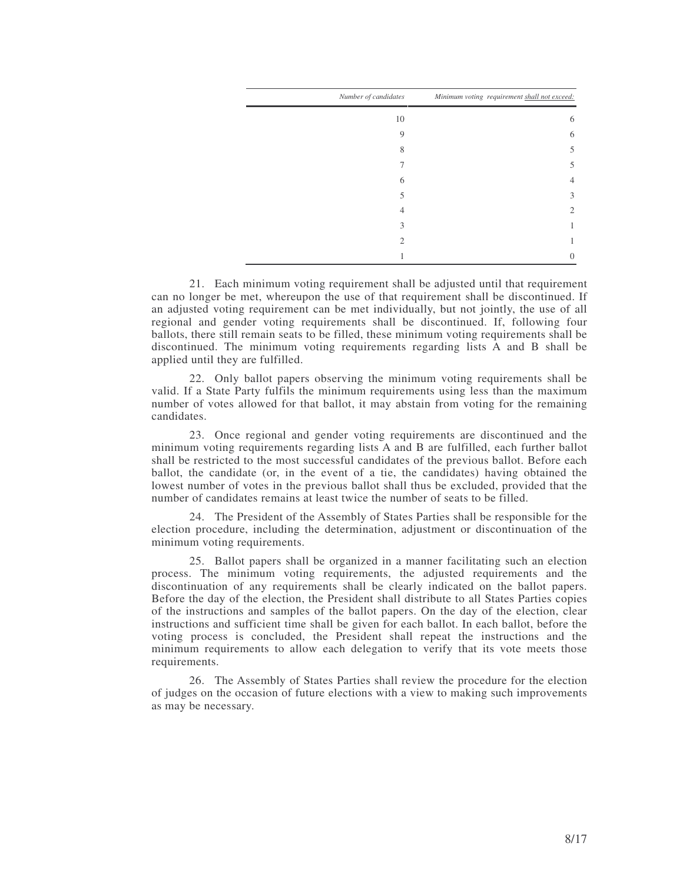| *Number of candidates* | *Minimum voting requirement shall not exceed:* |
|---|---|
| 10 | 6 |
| 9 | 6 |
| 8 | 5 |
| 7 | 5 |
| 6 | 4 |
| 5 | 3 |
| 4 | 2 |
| 3 | 1 |
| 2 | 1 |
| 1 | 0 |

21. Each minimum voting requirement shall be adjusted until that requirement can no longer be met, whereupon the use of that requirement shall be discontinued. If an adjusted voting requirement can be met individually, but not jointly, the use of all regional and gender voting requirements shall be discontinued. If, following four ballots, there still remain seats to be filled, these minimum voting requirements shall be discontinued. The minimum voting requirements regarding lists A and B shall be applied until they are fulfilled.

22. Only ballot papers observing the minimum voting requirements shall be valid. If a State Party fulfils the minimum requirements using less than the maximum number of votes allowed for that ballot, it may abstain from voting for the remaining candidates.

23. Once regional and gender voting requirements are discontinued and the minimum voting requirements regarding lists A and B are fulfilled, each further ballot shall be restricted to the most successful candidates of the previous ballot. Before each ballot, the candidate (or, in the event of a tie, the candidates) having obtained the lowest number of votes in the previous ballot shall thus be excluded, provided that the number of candidates remains at least twice the number of seats to be filled.

24. The President of the Assembly of States Parties shall be responsible for the election procedure, including the determination, adjustment or discontinuation of the minimum voting requirements.

25. Ballot papers shall be organized in a manner facilitating such an election process. The minimum voting requirements, the adjusted requirements and the discontinuation of any requirements shall be clearly indicated on the ballot papers. Before the day of the election, the President shall distribute to all States Parties copies of the instructions and samples of the ballot papers. On the day of the election, clear instructions and sufficient time shall be given for each ballot. In each ballot, before the voting process is concluded, the President shall repeat the instructions and the minimum requirements to allow each delegation to verify that its vote meets those requirements.

26. The Assembly of States Parties shall review the procedure for the election of judges on the occasion of future elections with a view to making such improvements as may be necessary.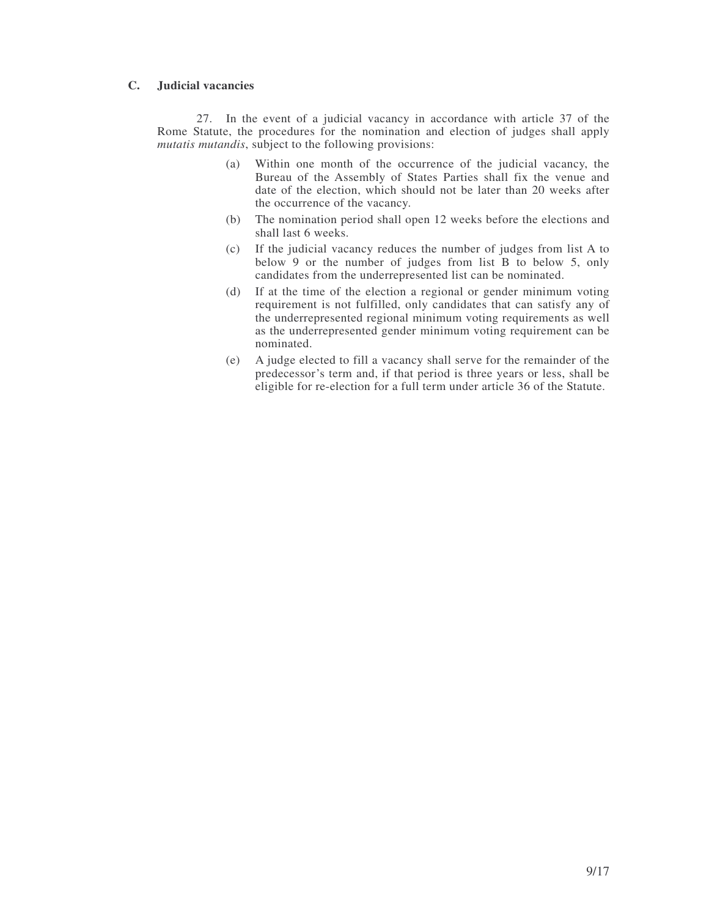## C. Judicial vacancies

27. In the event of a judicial vacancy in accordance with article 37 of the Rome Statute, the procedures for the nomination and election of judges shall apply *mutatis mutandis*, subject to the following provisions:

(a) Within one month of the occurrence of the judicial vacancy, the Bureau of the Assembly of States Parties shall fix the venue and date of the election, which should not be later than 20 weeks after the occurrence of the vacancy.

(b) The nomination period shall open 12 weeks before the elections and shall last 6 weeks.

(c) If the judicial vacancy reduces the number of judges from list A to below 9 or the number of judges from list B to below 5, only candidates from the underrepresented list can be nominated.

(d) If at the time of the election a regional or gender minimum voting requirement is not fulfilled, only candidates that can satisfy any of the underrepresented regional minimum voting requirements as well as the underrepresented gender minimum voting requirement can be nominated.

(e) A judge elected to fill a vacancy shall serve for the remainder of the predecessor's term and, if that period is three years or less, shall be eligible for re-election for a full term under article 36 of the Statute.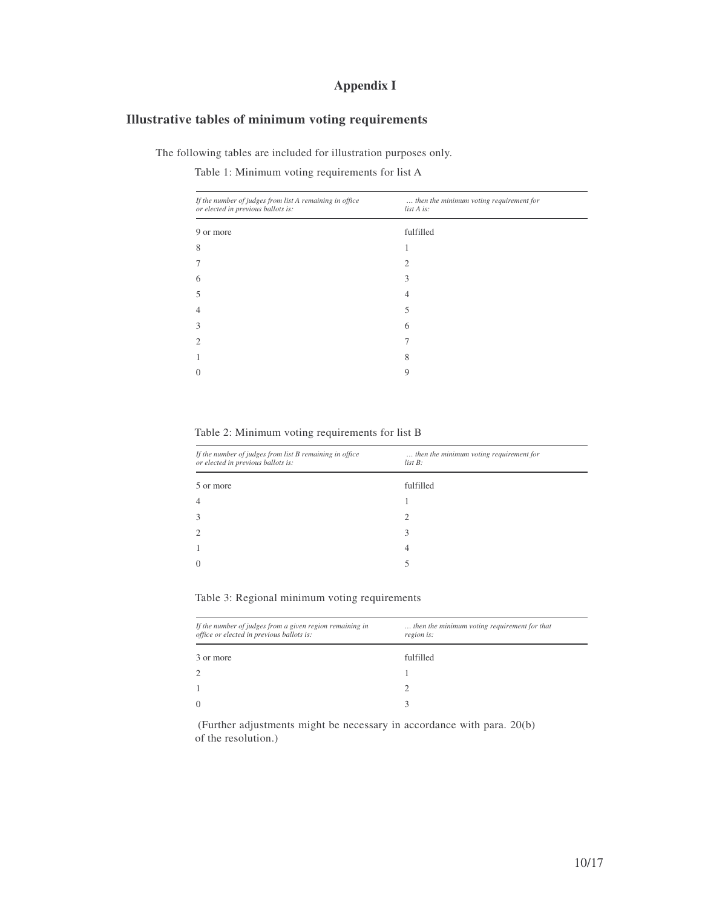# Appendix I

## Illustrative tables of minimum voting requirements

The following tables are included for illustration purposes only.

Table 1: Minimum voting requirements for list A

| *If the number of judges from list A remaining in office or elected in previous ballots is:* | *… then the minimum voting requirement for list A is:* |
|---|---|
| 9 or more | fulfilled |
| 8 | 1 |
| 7 | 2 |
| 6 | 3 |
| 5 | 4 |
| 4 | 5 |
| 3 | 6 |
| 2 | 7 |
| 1 | 8 |
| 0 | 9 |

Table 2: Minimum voting requirements for list B

| *If the number of judges from list B remaining in office or elected in previous ballots is:* | *… then the minimum voting requirement for list B:* |
|---|---|
| 5 or more | fulfilled |
| 4 | 1 |
| 3 | 2 |
| 2 | 3 |
| 1 | 4 |
| 0 | 5 |

Table 3: Regional minimum voting requirements

| *If the number of judges from a given region remaining in office or elected in previous ballots is:* | *… then the minimum voting requirement for that region is:* |
|---|---|
| 3 or more | fulfilled |
| 2 | 1 |
| 1 | 2 |
| 0 | 3 |

(Further adjustments might be necessary in accordance with para. 20(b) of the resolution.)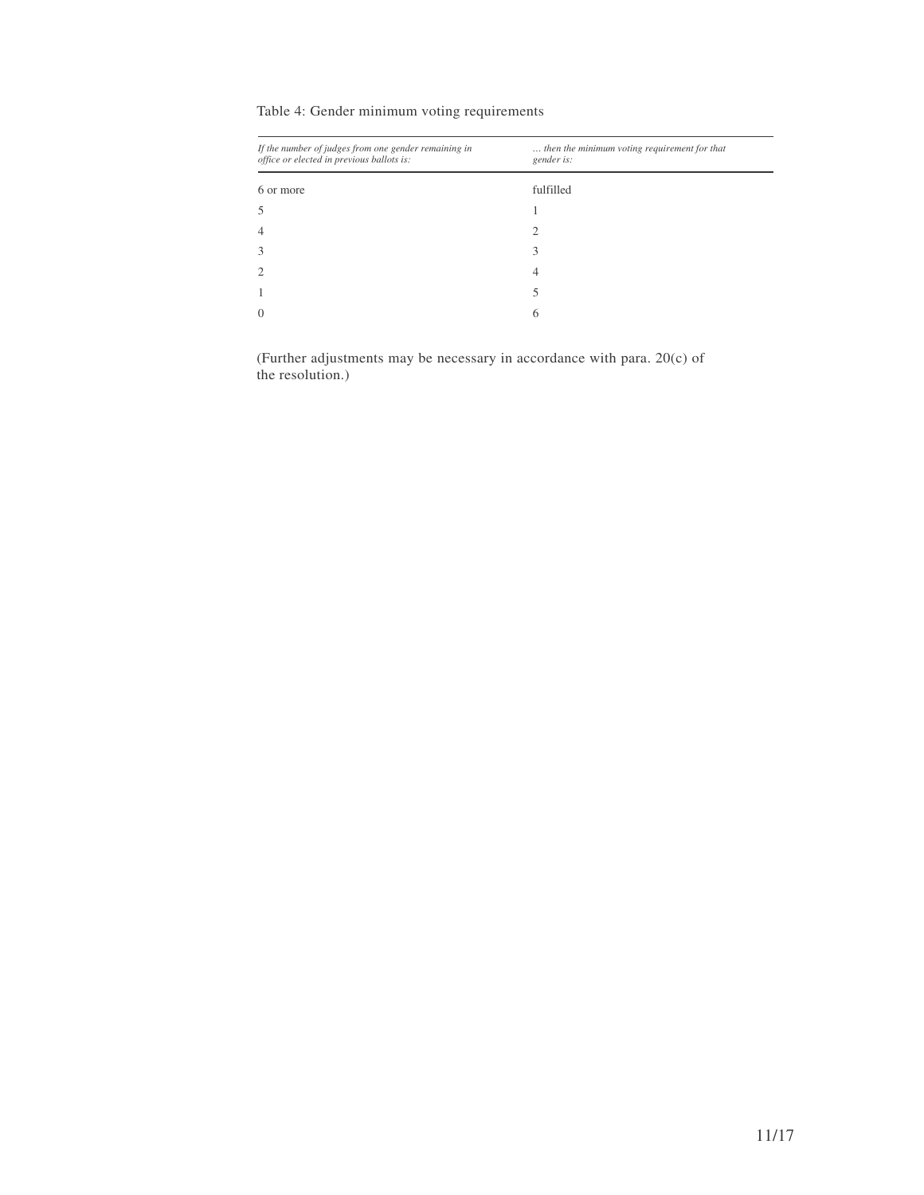Table 4: Gender minimum voting requirements

| *If the number of judges from one gender remaining in office or elected in previous ballots is:* | *… then the minimum voting requirement for that gender is:* |
|---|---|
| 6 or more | fulfilled |
| 5 | 1 |
| 4 | 2 |
| 3 | 3 |
| 2 | 4 |
| 1 | 5 |
| 0 | 6 |

(Further adjustments may be necessary in accordance with para. 20(c) of the resolution.)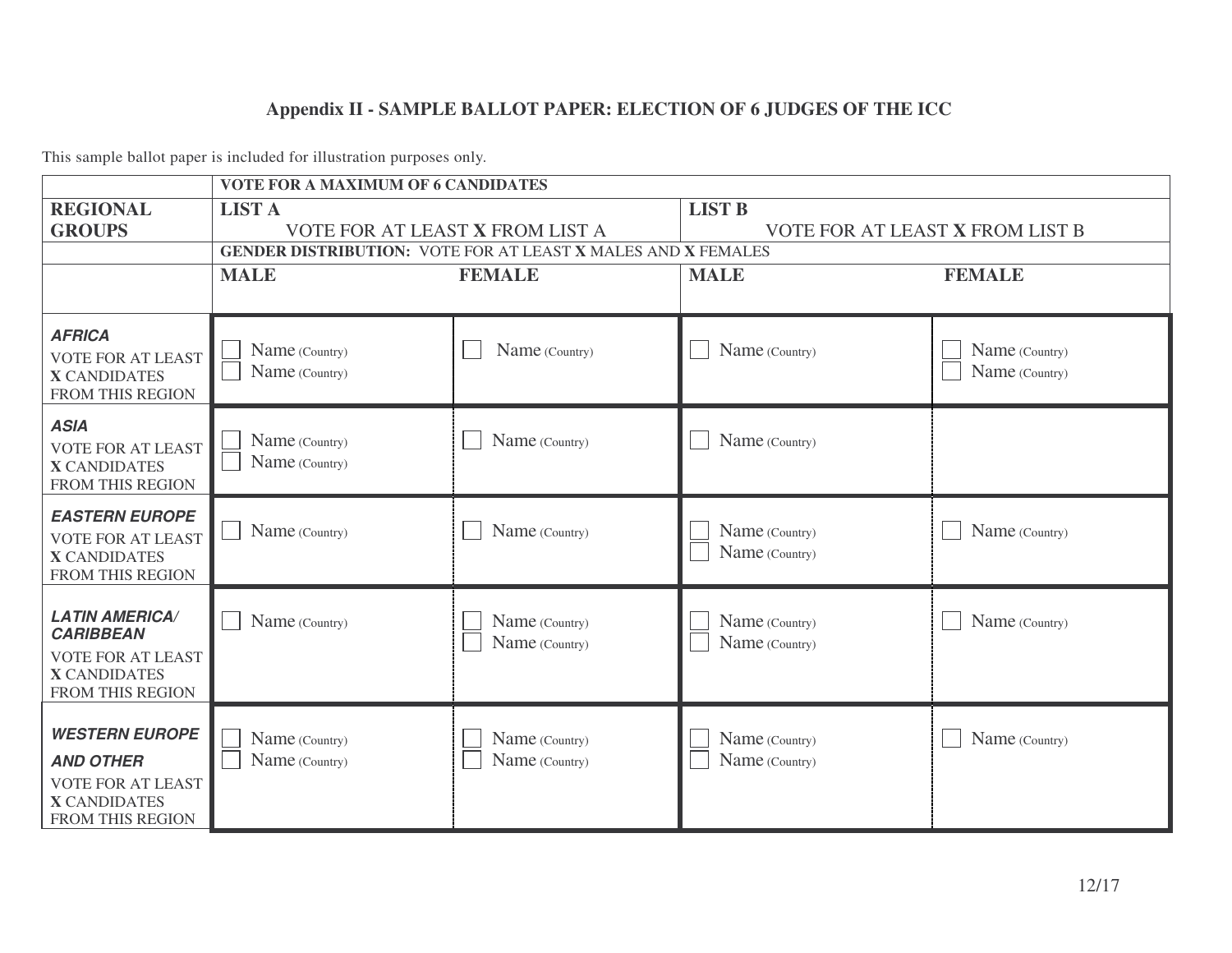### Appendix II - SAMPLE BALLOT PAPER: ELECTION OF 6 JUDGES OF THE ICC

This sample ballot paper is included for illustration purposes only.

| | **VOTE FOR A MAXIMUM OF 6 CANDIDATES** | | | |
|---|---|---|---|---|
| **REGIONAL GROUPS** | **LIST A** VOTE FOR AT LEAST **X** FROM LIST A | | **LIST B** VOTE FOR AT LEAST **X** FROM LIST B | |
| | **GENDER DISTRIBUTION:** VOTE FOR AT LEAST **X** MALES AND **X** FEMALES | | | |
| | **MALE** | **FEMALE** | **MALE** | **FEMALE** |
| ***AFRICA*** VOTE FOR AT LEAST **X** CANDIDATES FROM THIS REGION | ☐ Name (Country) ☐ Name (Country) | ☐ Name (Country) | ☐ Name (Country) | ☐ Name (Country) ☐ Name (Country) |
| ***ASIA*** VOTE FOR AT LEAST **X** CANDIDATES FROM THIS REGION | ☐ Name (Country) ☐ Name (Country) | ☐ Name (Country) | ☐ Name (Country) | |
| ***EASTERN EUROPE*** VOTE FOR AT LEAST **X** CANDIDATES FROM THIS REGION | ☐ Name (Country) | ☐ Name (Country) | ☐ Name (Country) ☐ Name (Country) | ☐ Name (Country) |
| ***LATIN AMERICA/ CARIBBEAN*** VOTE FOR AT LEAST **X** CANDIDATES FROM THIS REGION | ☐ Name (Country) | ☐ Name (Country) ☐ Name (Country) | ☐ Name (Country) ☐ Name (Country) | ☐ Name (Country) |
| ***WESTERN EUROPE AND OTHER*** VOTE FOR AT LEAST **X** CANDIDATES FROM THIS REGION | ☐ Name (Country) ☐ Name (Country) | ☐ Name (Country) ☐ Name (Country) | ☐ Name (Country) ☐ Name (Country) | ☐ Name (Country) |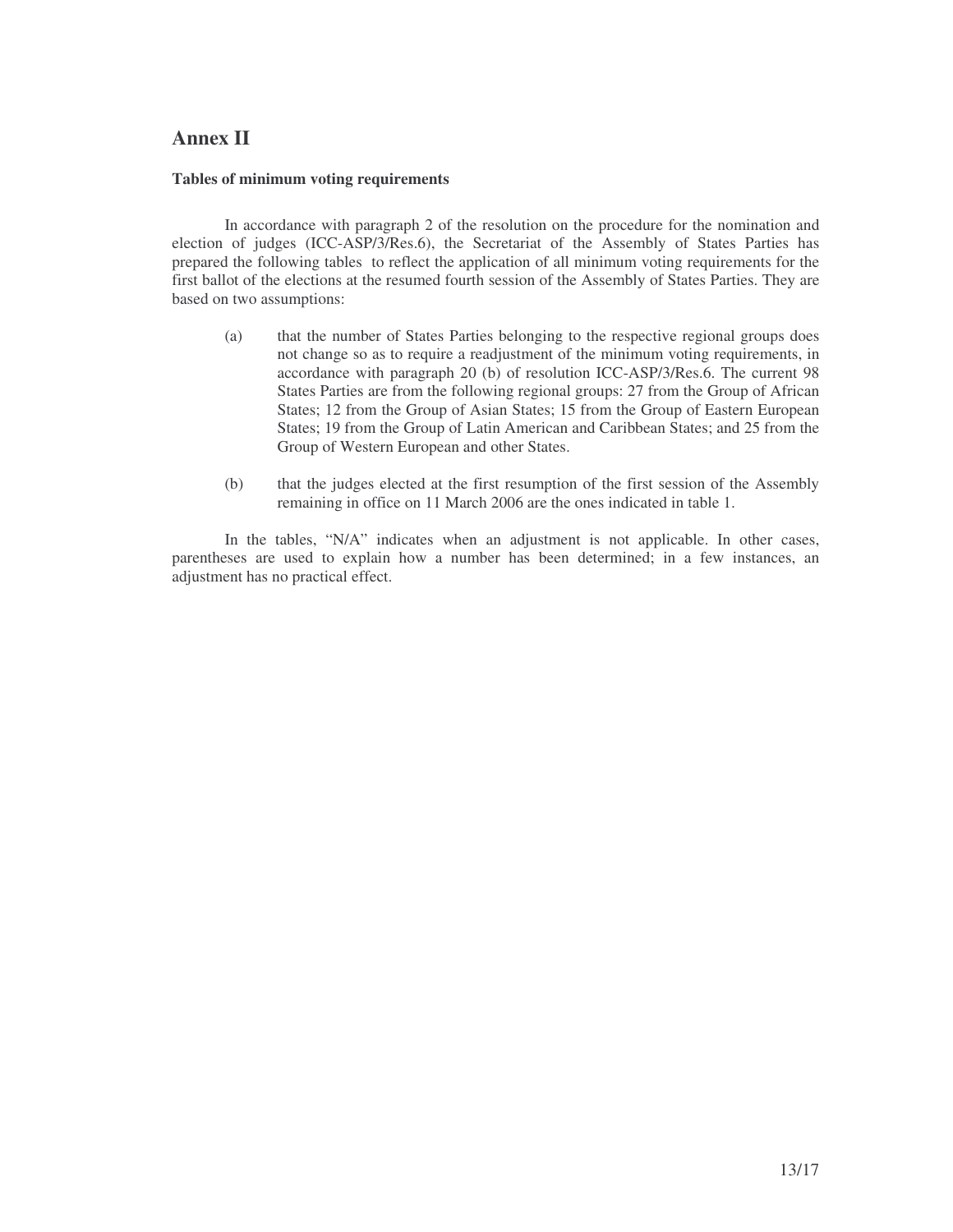# Annex II

**Tables of minimum voting requirements**

In accordance with paragraph 2 of the resolution on the procedure for the nomination and election of judges (ICC-ASP/3/Res.6), the Secretariat of the Assembly of States Parties has prepared the following tables to reflect the application of all minimum voting requirements for the first ballot of the elections at the resumed fourth session of the Assembly of States Parties. They are based on two assumptions:

(a) that the number of States Parties belonging to the respective regional groups does not change so as to require a readjustment of the minimum voting requirements, in accordance with paragraph 20 (b) of resolution ICC-ASP/3/Res.6. The current 98 States Parties are from the following regional groups: 27 from the Group of African States; 12 from the Group of Asian States; 15 from the Group of Eastern European States; 19 from the Group of Latin American and Caribbean States; and 25 from the Group of Western European and other States.

(b) that the judges elected at the first resumption of the first session of the Assembly remaining in office on 11 March 2006 are the ones indicated in table 1.

In the tables, "N/A" indicates when an adjustment is not applicable. In other cases, parentheses are used to explain how a number has been determined; in a few instances, an adjustment has no practical effect.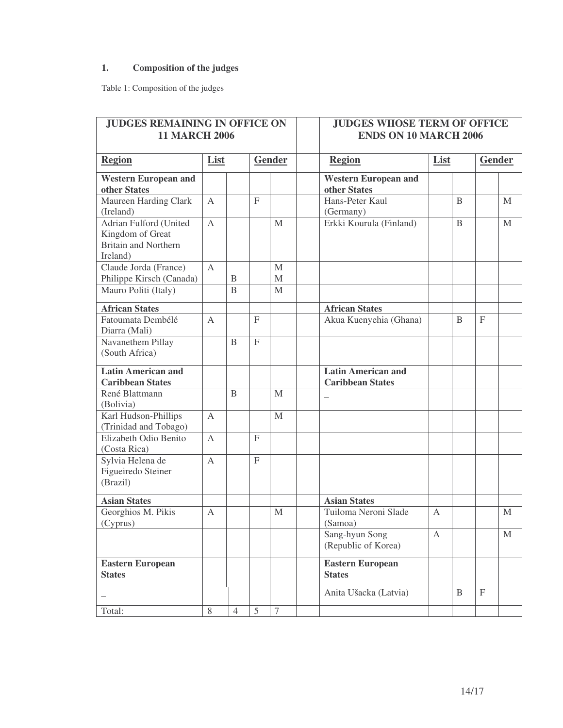1. **Composition of the judges**

Table 1: Composition of the judges

| JUDGES REMAINING IN OFFICE ON 11 MARCH 2006 | | | | | | JUDGES WHOSE TERM OF OFFICE ENDS ON 10 MARCH 2006 | | | | |
|---|---|---|---|---|---|---|---|---|---|---|
| **Region** | **List** | | **Gender** | | | **Region** | **List** | | **Gender** | |
| **Western European and other States** | | | | | | **Western European and other States** | | | | |
| Maureen Harding Clark (Ireland) | A | | F | | | Hans-Peter Kaul (Germany) | | B | | M |
| Adrian Fulford (United Kingdom of Great Britain and Northern Ireland) | A | | | M | | Erkki Kourula (Finland) | | B | | M |
| Claude Jorda (France) | A | | | M | | | | | | |
| Philippe Kirsch (Canada) | | B | | M | | | | | | |
| Mauro Politi (Italy) | | B | | M | | | | | | |
| **African States** | | | | | | **African States** | | | | |
| Fatoumata Dembélé Diarra (Mali) | A | | F | | | Akua Kuenyehia (Ghana) | | B | F | |
| Navanethem Pillay (South Africa) | | B | F | | | | | | | |
| **Latin American and Caribbean States** | | | | | | **Latin American and Caribbean States** | | | | |
| René Blattmann (Bolivia) | | B | | M | | _ | | | | |
| Karl Hudson-Phillips (Trinidad and Tobago) | A | | | M | | | | | | |
| Elizabeth Odio Benito (Costa Rica) | A | | F | | | | | | | |
| Sylvia Helena de Figueiredo Steiner (Brazil) | A | | F | | | | | | | |
| **Asian States** | | | | | | **Asian States** | | | | |
| Georghios M. Pikis (Cyprus) | A | | | M | | Tuiloma Neroni Slade (Samoa) | A | | | M |
| | | | | | | Sang-hyun Song (Republic of Korea) | A | | | M |
| **Eastern European States** | | | | | | **Eastern European States** | | | | |
| _ | | | | | | Anita Ušacka (Latvia) | | B | F | |
| Total: | 8 | 4 | 5 | 7 | | | | | | |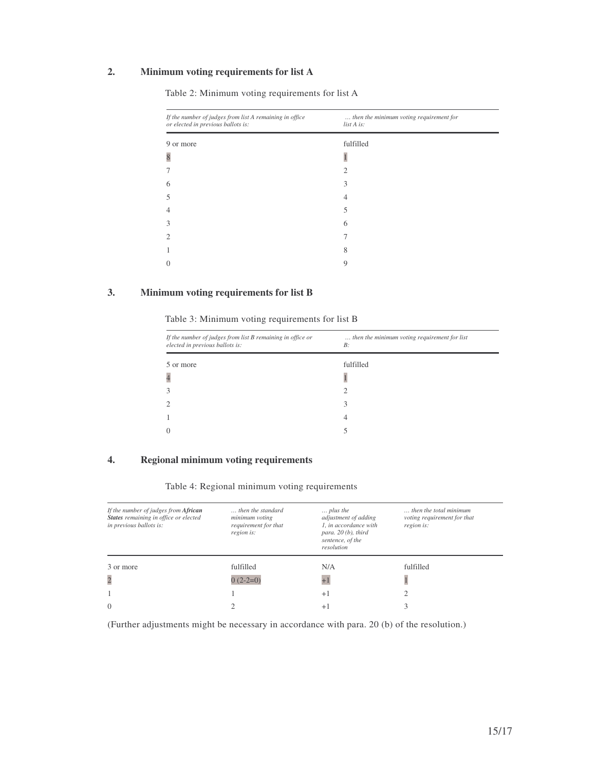## 2. Minimum voting requirements for list A

Table 2: Minimum voting requirements for list A

| *If the number of judges from list A remaining in office or elected in previous ballots is:* | *… then the minimum voting requirement for list A is:* |
| --- | --- |
| 9 or more | fulfilled |
| 8 | 1 |
| 7 | 2 |
| 6 | 3 |
| 5 | 4 |
| 4 | 5 |
| 3 | 6 |
| 2 | 7 |
| 1 | 8 |
| 0 | 9 |

## 3. Minimum voting requirements for list B

Table 3: Minimum voting requirements for list B

| *If the number of judges from list B remaining in office or elected in previous ballots is:* | *… then the minimum voting requirement for list B:* |
| --- | --- |
| 5 or more | fulfilled |
| 4 | 1 |
| 3 | 2 |
| 2 | 3 |
| 1 | 4 |
| 0 | 5 |

## 4. Regional minimum voting requirements

Table 4: Regional minimum voting requirements

| *If the number of judges from **African States** remaining in office or elected in previous ballots is:* | *… then the standard minimum voting requirement for that region is:* | *… plus the adjustment of adding 1, in accordance with para. 20 (b), third sentence, of the resolution* | *… then the total minimum voting requirement for that region is:* |
| --- | --- | --- | --- |
| 3 or more | fulfilled | N/A | fulfilled |
| 2 | 0 (2-2=0) | +1 | 1 |
| 1 | 1 | +1 | 2 |
| 0 | 2 | +1 | 3 |

(Further adjustments might be necessary in accordance with para. 20 (b) of the resolution.)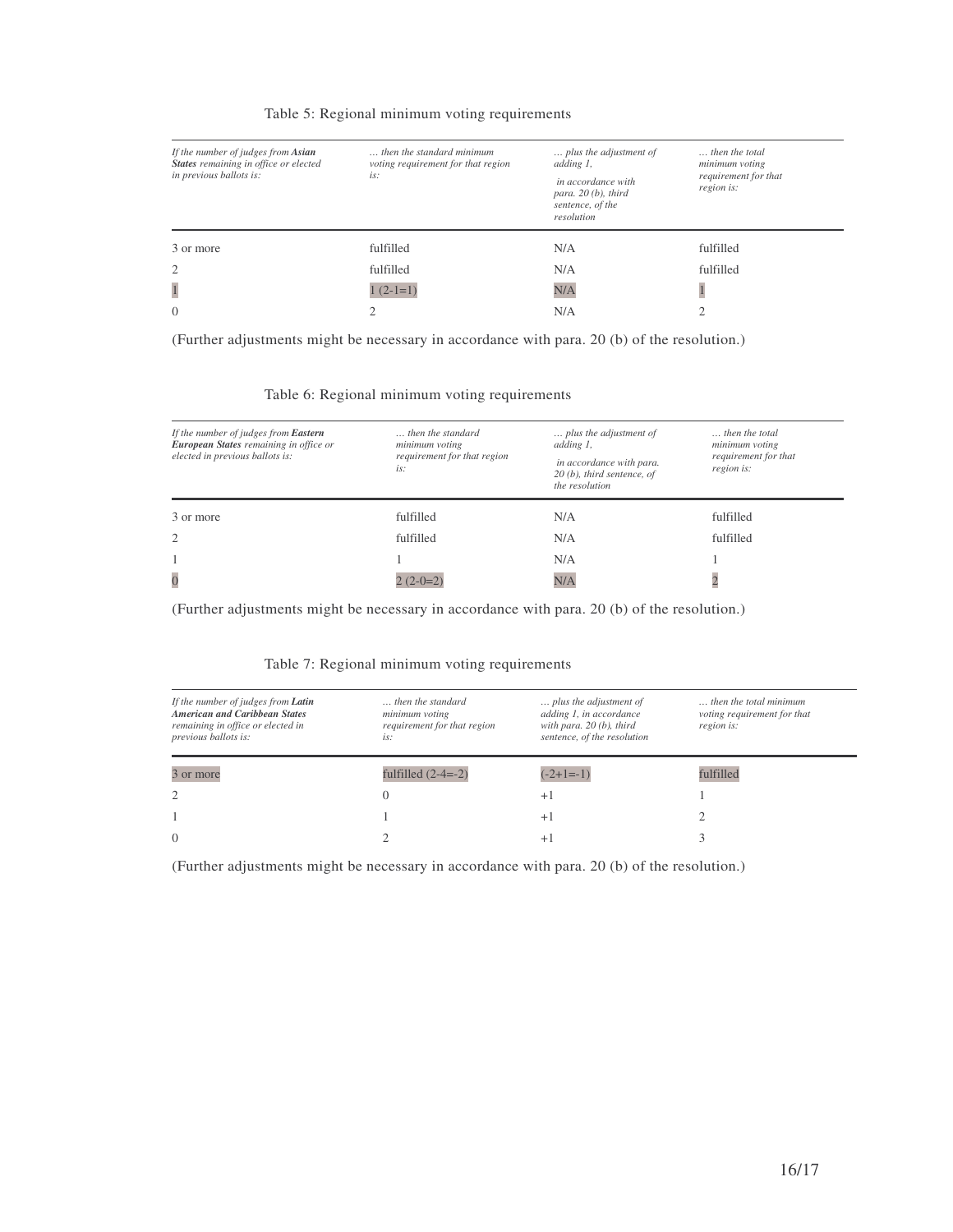Table 5: Regional minimum voting requirements

| *If the number of judges from **Asian States** remaining in office or elected in previous ballots is:* | *… then the standard minimum voting requirement for that region is:* | *… plus the adjustment of adding 1, in accordance with para. 20 (b), third sentence, of the resolution* | *… then the total minimum voting requirement for that region is:* |
|---|---|---|---|
| 3 or more | fulfilled | N/A | fulfilled |
| 2 | fulfilled | N/A | fulfilled |
| 1 | 1 (2-1=1) | N/A | 1 |
| 0 | 2 | N/A | 2 |

(Further adjustments might be necessary in accordance with para. 20 (b) of the resolution.)

Table 6: Regional minimum voting requirements

| *If the number of judges from **Eastern European States** remaining in office or elected in previous ballots is:* | *… then the standard minimum voting requirement for that region is:* | *… plus the adjustment of adding 1, in accordance with para. 20 (b), third sentence, of the resolution* | *… then the total minimum voting requirement for that region is:* |
|---|---|---|---|
| 3 or more | fulfilled | N/A | fulfilled |
| 2 | fulfilled | N/A | fulfilled |
| 1 | 1 | N/A | 1 |
| 0 | 2 (2-0=2) | N/A | 2 |

(Further adjustments might be necessary in accordance with para. 20 (b) of the resolution.)

Table 7: Regional minimum voting requirements

| *If the number of judges from **Latin American and Caribbean States** remaining in office or elected in previous ballots is:* | *… then the standard minimum voting requirement for that region is:* | *… plus the adjustment of adding 1, in accordance with para. 20 (b), third sentence, of the resolution* | *… then the total minimum voting requirement for that region is:* |
|---|---|---|---|
| 3 or more | fulfilled (2-4=-2) | (-2+1=-1) | fulfilled |
| 2 | 0 | +1 | 1 |
| 1 | 1 | +1 | 2 |
| 0 | 2 | +1 | 3 |

(Further adjustments might be necessary in accordance with para. 20 (b) of the resolution.)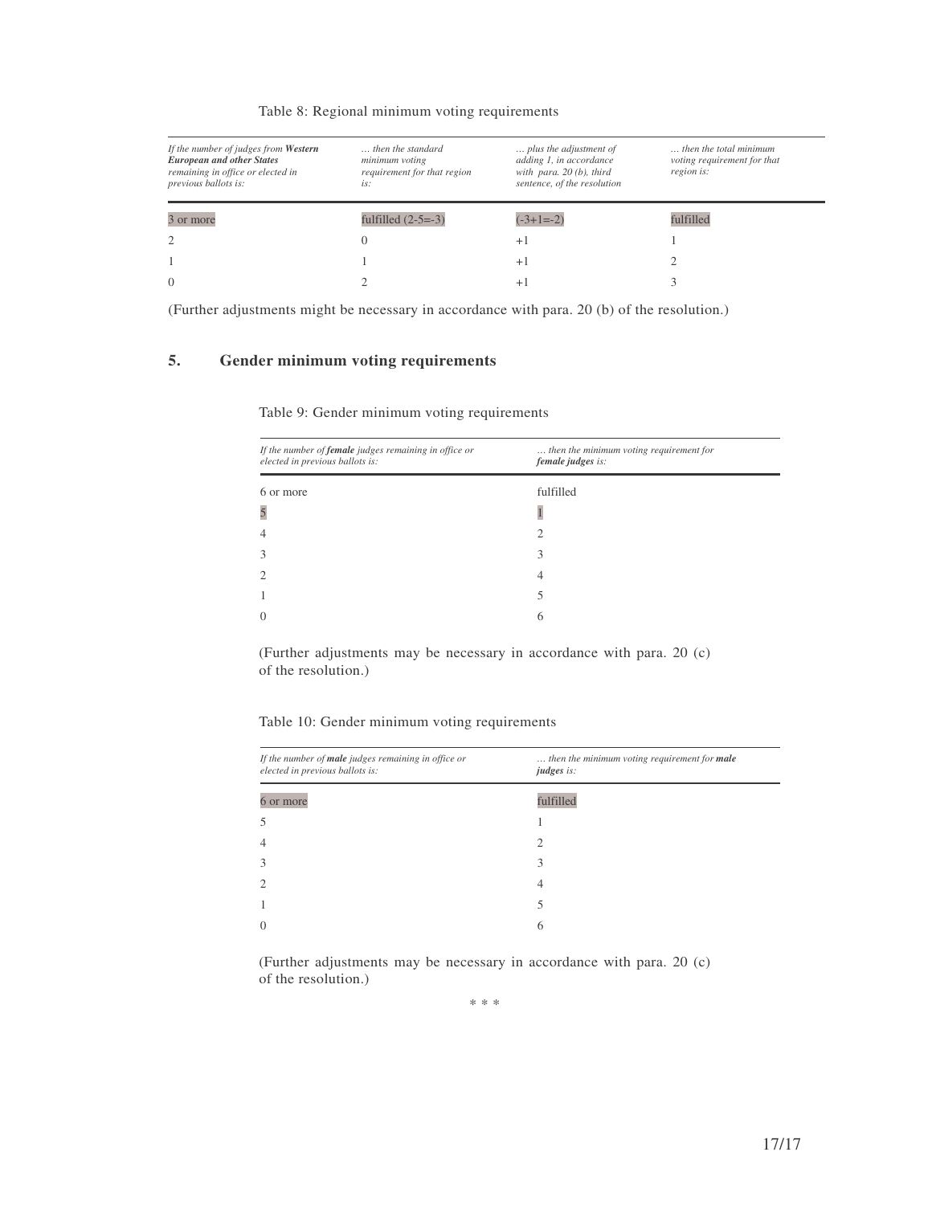Table 8: Regional minimum voting requirements

| *If the number of judges from **Western European and other States** remaining in office or elected in previous ballots is:* | *… then the standard minimum voting requirement for that region is:* | *… plus the adjustment of adding 1, in accordance with para. 20 (b), third sentence, of the resolution* | *… then the total minimum voting requirement for that region is:* |
|---|---|---|---|
| 3 or more | fulfilled (2-5=-3) | (-3+1=-2) | fulfilled |
| 2 | 0 | +1 | 1 |
| 1 | 1 | +1 | 2 |
| 0 | 2 | +1 | 3 |

(Further adjustments might be necessary in accordance with para. 20 (b) of the resolution.)

## 5. Gender minimum voting requirements

Table 9: Gender minimum voting requirements

| *If the number of **female** judges remaining in office or elected in previous ballots is:* | *… then the minimum voting requirement for **female judges** is:* |
|---|---|
| 6 or more | fulfilled |
| 5 | 1 |
| 4 | 2 |
| 3 | 3 |
| 2 | 4 |
| 1 | 5 |
| 0 | 6 |

(Further adjustments may be necessary in accordance with para. 20 (c) of the resolution.)

Table 10: Gender minimum voting requirements

| *If the number of **male** judges remaining in office or elected in previous ballots is:* | *… then the minimum voting requirement for **male judges** is:* |
|---|---|
| 6 or more | fulfilled |
| 5 | 1 |
| 4 | 2 |
| 3 | 3 |
| 2 | 4 |
| 1 | 5 |
| 0 | 6 |

(Further adjustments may be necessary in accordance with para. 20 (c) of the resolution.)

* * *